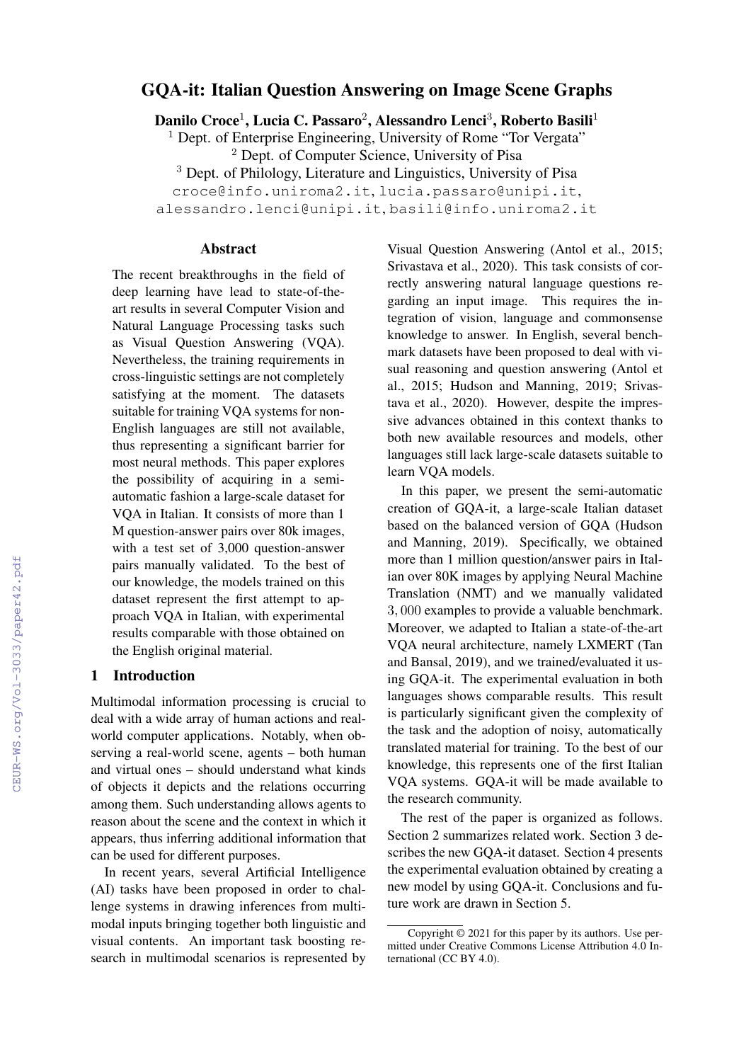# GQA-it: Italian Question Answering on Image Scene Graphs

**Danilo Croce**[1], **Lucia C. Passaro**[2], **Alessandro Lenci**[3], **Roberto Basili**[1]

[1] Dept. of Enterprise Engineering, University of Rome "Tor Vergata"
[2] Dept. of Computer Science, University of Pisa
[3] Dept. of Philology, Literature and Linguistics, University of Pisa

croce@info.uniroma2.it, lucia.passaro@unipi.it, alessandro.lenci@unipi.it, basili@info.uniroma2.it

## Abstract

The recent breakthroughs in the field of deep learning have lead to state-of-the-art results in several Computer Vision and Natural Language Processing tasks such as Visual Question Answering (VQA). Nevertheless, the training requirements in cross-linguistic settings are not completely satisfying at the moment. The datasets suitable for training VQA systems for non-English languages are still not available, thus representing a significant barrier for most neural methods. This paper explores the possibility of acquiring in a semi-automatic fashion a large-scale dataset for VQA in Italian. It consists of more than 1 M question-answer pairs over 80k images, with a test set of 3,000 question-answer pairs manually validated. To the best of our knowledge, the models trained on this dataset represent the first attempt to approach VQA in Italian, with experimental results comparable with those obtained on the English original material.

## 1 Introduction

Multimodal information processing is crucial to deal with a wide array of human actions and real-world computer applications. Notably, when observing a real-world scene, agents – both human and virtual ones – should understand what kinds of objects it depicts and the relations occurring among them. Such understanding allows agents to reason about the scene and the context in which it appears, thus inferring additional information that can be used for different purposes.

In recent years, several Artificial Intelligence (AI) tasks have been proposed in order to challenge systems in drawing inferences from multimodal inputs bringing together both linguistic and visual contents. An important task boosting research in multimodal scenarios is represented by Visual Question Answering (Antol et al., 2015; Srivastava et al., 2020). This task consists of correctly answering natural language questions regarding an input image. This requires the integration of vision, language and commonsense knowledge to answer. In English, several benchmark datasets have been proposed to deal with visual reasoning and question answering (Antol et al., 2015; Hudson and Manning, 2019; Srivastava et al., 2020). However, despite the impressive advances obtained in this context thanks to both new available resources and models, other languages still lack large-scale datasets suitable to learn VQA models.

In this paper, we present the semi-automatic creation of GQA-it, a large-scale Italian dataset based on the balanced version of GQA (Hudson and Manning, 2019). Specifically, we obtained more than 1 million question/answer pairs in Italian over 80K images by applying Neural Machine Translation (NMT) and we manually validated 3,000 examples to provide a valuable benchmark. Moreover, we adapted to Italian a state-of-the-art VQA neural architecture, namely LXMERT (Tan and Bansal, 2019), and we trained/evaluated it using GQA-it. The experimental evaluation in both languages shows comparable results. This result is particularly significant given the complexity of the task and the adoption of noisy, automatically translated material for training. To the best of our knowledge, this represents one of the first Italian VQA systems. GQA-it will be made available to the research community.

The rest of the paper is organized as follows. Section 2 summarizes related work. Section 3 describes the new GQA-it dataset. Section 4 presents the experimental evaluation obtained by creating a new model by using GQA-it. Conclusions and future work are drawn in Section 5.

Copyright © 2021 for this paper by its authors. Use permitted under Creative Commons License Attribution 4.0 International (CC BY 4.0).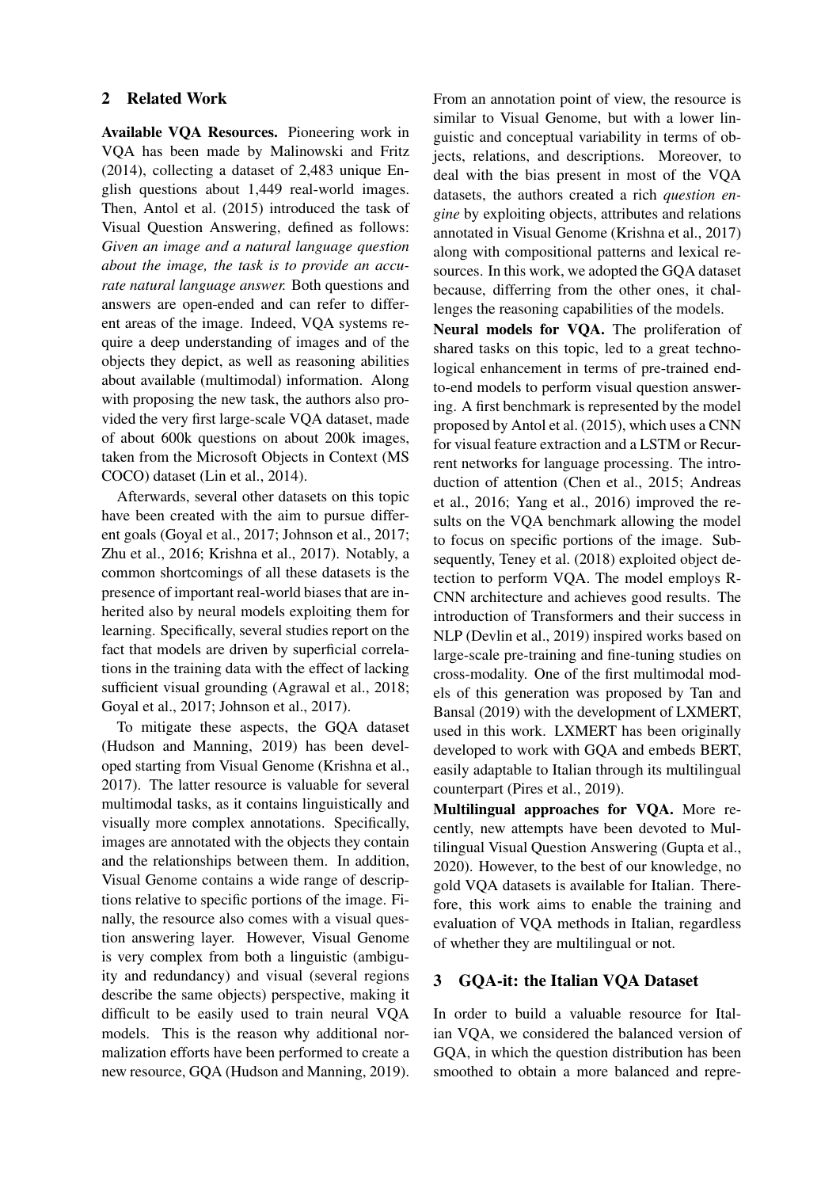## 2 Related Work

**Available VQA Resources.** Pioneering work in VQA has been made by Malinowski and Fritz (2014), collecting a dataset of 2,483 unique English questions about 1,449 real-world images. Then, Antol et al. (2015) introduced the task of Visual Question Answering, defined as follows: *Given an image and a natural language question about the image, the task is to provide an accurate natural language answer.* Both questions and answers are open-ended and can refer to different areas of the image. Indeed, VQA systems require a deep understanding of images and of the objects they depict, as well as reasoning abilities about available (multimodal) information. Along with proposing the new task, the authors also provided the very first large-scale VQA dataset, made of about 600k questions on about 200k images, taken from the Microsoft Objects in Context (MS COCO) dataset (Lin et al., 2014).

Afterwards, several other datasets on this topic have been created with the aim to pursue different goals (Goyal et al., 2017; Johnson et al., 2017; Zhu et al., 2016; Krishna et al., 2017). Notably, a common shortcomings of all these datasets is the presence of important real-world biases that are inherited also by neural models exploiting them for learning. Specifically, several studies report on the fact that models are driven by superficial correlations in the training data with the effect of lacking sufficient visual grounding (Agrawal et al., 2018; Goyal et al., 2017; Johnson et al., 2017).

To mitigate these aspects, the GQA dataset (Hudson and Manning, 2019) has been developed starting from Visual Genome (Krishna et al., 2017). The latter resource is valuable for several multimodal tasks, as it contains linguistically and visually more complex annotations. Specifically, images are annotated with the objects they contain and the relationships between them. In addition, Visual Genome contains a wide range of descriptions relative to specific portions of the image. Finally, the resource also comes with a visual question answering layer. However, Visual Genome is very complex from both a linguistic (ambiguity and redundancy) and visual (several regions describe the same objects) perspective, making it difficult to be easily used to train neural VQA models. This is the reason why additional normalization efforts have been performed to create a new resource, GQA (Hudson and Manning, 2019). From an annotation point of view, the resource is similar to Visual Genome, but with a lower linguistic and conceptual variability in terms of objects, relations, and descriptions. Moreover, to deal with the bias present in most of the VQA datasets, the authors created a rich *question engine* by exploiting objects, attributes and relations annotated in Visual Genome (Krishna et al., 2017) along with compositional patterns and lexical resources. In this work, we adopted the GQA dataset because, differring from the other ones, it challenges the reasoning capabilities of the models.

**Neural models for VQA.** The proliferation of shared tasks on this topic, led to a great technological enhancement in terms of pre-trained end-to-end models to perform visual question answering. A first benchmark is represented by the model proposed by Antol et al. (2015), which uses a CNN for visual feature extraction and a LSTM or Recurrent networks for language processing. The introduction of attention (Chen et al., 2015; Andreas et al., 2016; Yang et al., 2016) improved the results on the VQA benchmark allowing the model to focus on specific portions of the image. Subsequently, Teney et al. (2018) exploited object detection to perform VQA. The model employs R-CNN architecture and achieves good results. The introduction of Transformers and their success in NLP (Devlin et al., 2019) inspired works based on large-scale pre-training and fine-tuning studies on cross-modality. One of the first multimodal models of this generation was proposed by Tan and Bansal (2019) with the development of LXMERT, used in this work. LXMERT has been originally developed to work with GQA and embeds BERT, easily adaptable to Italian through its multilingual counterpart (Pires et al., 2019).

**Multilingual approaches for VQA.** More recently, new attempts have been devoted to Multilingual Visual Question Answering (Gupta et al., 2020). However, to the best of our knowledge, no gold VQA datasets is available for Italian. Therefore, this work aims to enable the training and evaluation of VQA methods in Italian, regardless of whether they are multilingual or not.

## 3 GQA-it: the Italian VQA Dataset

In order to build a valuable resource for Italian VQA, we considered the balanced version of GQA, in which the question distribution has been smoothed to obtain a more balanced and repre-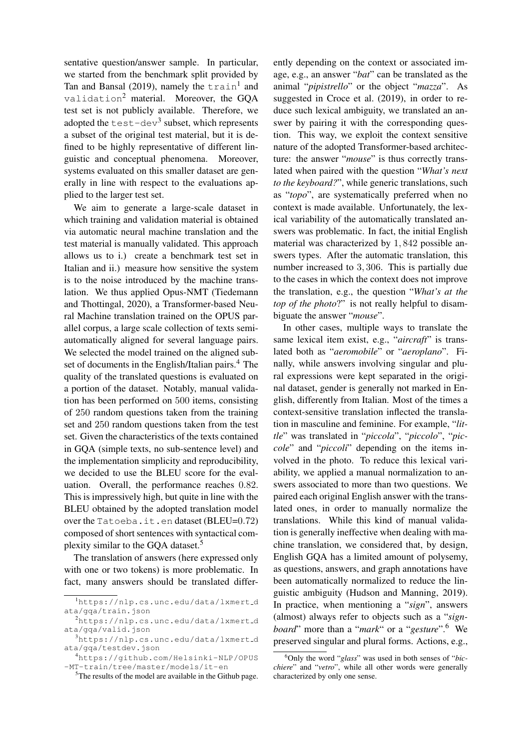sentative question/answer sample. In particular, we started from the benchmark split provided by Tan and Bansal (2019), namely the `train`[1] and `validation`[2] material. Moreover, the GQA test set is not publicly available. Therefore, we adopted the `test-dev`[3] subset, which represents a subset of the original test material, but it is defined to be highly representative of different linguistic and conceptual phenomena. Moreover, systems evaluated on this smaller dataset are generally in line with respect to the evaluations applied to the larger test set.

We aim to generate a large-scale dataset in which training and validation material is obtained via automatic neural machine translation and the test material is manually validated. This approach allows us to i.) create a benchmark test set in Italian and ii.) measure how sensitive the system is to the noise introduced by the machine translation. We thus applied Opus-NMT (Tiedemann and Thottingal, 2020), a Transformer-based Neural Machine translation trained on the OPUS parallel corpus, a large scale collection of texts semi-automatically aligned for several language pairs. We selected the model trained on the aligned subset of documents in the English/Italian pairs.[4] The quality of the translated questions is evaluated on a portion of the dataset. Notably, manual validation has been performed on $500$ items, consisting of $250$ random questions taken from the training set and $250$ random questions taken from the test set. Given the characteristics of the texts contained in GQA (simple texts, no sub-sentence level) and the implementation simplicity and reproducibility, we decided to use the BLEU score for the evaluation. Overall, the performance reaches $0.82$. This is impressively high, but quite in line with the BLEU obtained by the adopted translation model over the `Tatoeba.it.en` dataset (BLEU=$0.72$) composed of short sentences with syntactical complexity similar to the GQA dataset.[5]

The translation of answers (here expressed only with one or two tokens) is more problematic. In fact, many answers should be translated differently depending on the context or associated image, e.g., an answer "*bat*" can be translated as the animal "*pipistrello*" or the object "*mazza*". As suggested in Croce et al. (2019), in order to reduce such lexical ambiguity, we translated an answer by pairing it with the corresponding question. This way, we exploit the context sensitive nature of the adopted Transformer-based architecture: the answer "*mouse*" is thus correctly translated when paired with the question "*What's next to the keyboard?*", while generic translations, such as "*topo*", are systematically preferred when no context is made available. Unfortunately, the lexical variability of the automatically translated answers was problematic. In fact, the initial English material was characterized by $1,842$ possible answers types. After the automatic translation, this number increased to $3,306$. This is partially due to the cases in which the context does not improve the translation, e.g., the question "*What's at the top of the photo*?" is not really helpful to disambiguate the answer "*mouse*".

In other cases, multiple ways to translate the same lexical item exist, e.g., "*aircraft*" is translated both as "*aeromobile*" or "*aeroplano*". Finally, while answers involving singular and plural expressions were kept separated in the original dataset, gender is generally not marked in English, differently from Italian. Most of the times a context-sensitive translation inflected the translation in masculine and feminine. For example, "*little*" was translated in "*piccola*", "*piccolo*", "*piccole*" and "*piccoli*" depending on the items involved in the photo. To reduce this lexical variability, we applied a manual normalization to answers associated to more than two questions. We paired each original English answer with the translated ones, in order to manually normalize the translations. While this kind of manual validation is generally ineffective when dealing with machine translation, we considered that, by design, English GQA has a limited amount of polysemy, as questions, answers, and graph annotations have been automatically normalized to reduce the linguistic ambiguity (Hudson and Manning, 2019). In practice, when mentioning a "*sign*", answers (almost) always refer to objects such as a "*signboard*" more than a "*mark*" or a "*gesture*".[6] We preserved singular and plural forms. Actions, e.g.,

---

[1] https://nlp.cs.unc.edu/data/lxmert_data/gqa/train.json

[2] https://nlp.cs.unc.edu/data/lxmert_data/gqa/valid.json

[3] https://nlp.cs.unc.edu/data/lxmert_data/gqa/testdev.json

[4] https://github.com/Helsinki-NLP/OPUS-MT-train/tree/master/models/it-en

[5] The results of the model are available in the Github page.

[6] Only the word "*glass*" was used in both senses of "*bicchiere*" and "*vetro*", while all other words were generally characterized by only one sense.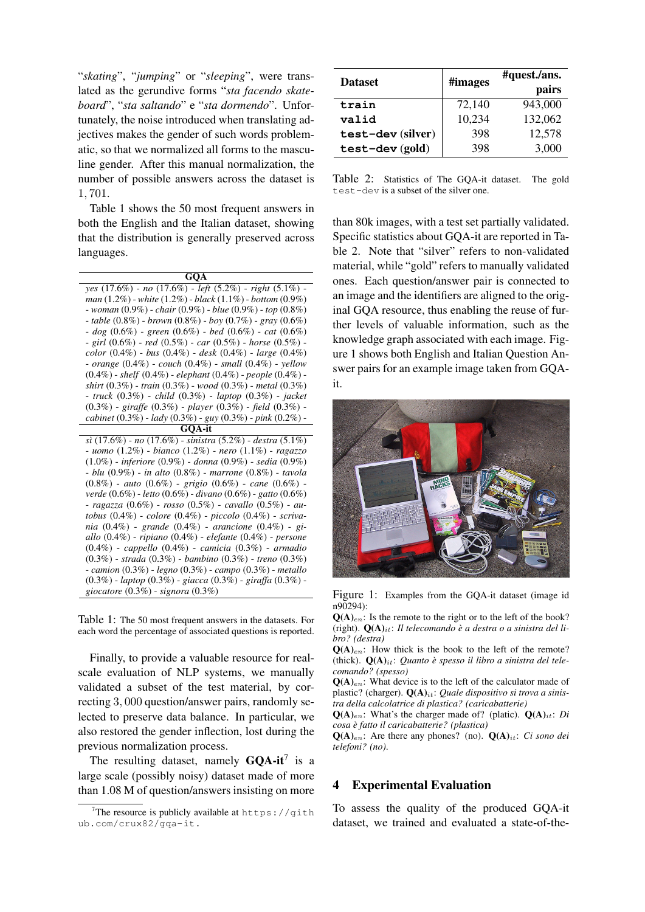"*skating*", "*jumping*" or "*sleeping*", were translated as the gerundive forms "*sta facendo skateboard*", "*sta saltando*" e "*sta dormendo*". Unfortunately, the noise introduced when translating adjectives makes the gender of such words problematic, so that we normalized all forms to the masculine gender. After this manual normalization, the number of possible answers across the dataset is 1,701.

Table 1 shows the 50 most frequent answers in both the English and the Italian dataset, showing that the distribution is generally preserved across languages.

| GQA |
|---|
| *yes* (17.6%) - *no* (17.6%) - *left* (5.2%) - *right* (5.1%) - *man* (1.2%) - *white* (1.2%) - *black* (1.1%) - *bottom* (0.9%) - *woman* (0.9%) - *chair* (0.9%) - *blue* (0.9%) - *top* (0.8%) - *table* (0.8%) - *brown* (0.8%) - *boy* (0.7%) - *gray* (0.6%) - *dog* (0.6%) - *green* (0.6%) - *bed* (0.6%) - *cat* (0.6%) - *girl* (0.6%) - *red* (0.5%) - *car* (0.5%) - *horse* (0.5%) - *color* (0.4%) - *bus* (0.4%) - *desk* (0.4%) - *large* (0.4%) - *orange* (0.4%) - *couch* (0.4%) - *small* (0.4%) - *yellow* (0.4%) - *shelf* (0.4%) - *elephant* (0.4%) - *people* (0.4%) - *shirt* (0.3%) - *train* (0.3%) - *wood* (0.3%) - *metal* (0.3%) - *truck* (0.3%) - *child* (0.3%) - *laptop* (0.3%) - *jacket* (0.3%) - *giraffe* (0.3%) - *player* (0.3%) - *field* (0.3%) - *cabinet* (0.3%) - *lady* (0.3%) - *guy* (0.3%) - *pink* (0.2%) - |
| **GQA-it** |
| *sì* (17.6%) - *no* (17.6%) - *sinistra* (5.2%) - *destra* (5.1%) - *uomo* (1.2%) - *bianco* (1.2%) - *nero* (1.1%) - *ragazzo* (1.0%) - *inferiore* (0.9%) - *donna* (0.9%) - *sedia* (0.9%) - *blu* (0.9%) - *in alto* (0.8%) - *marrone* (0.8%) - *tavola* (0.8%) - *auto* (0.6%) - *grigio* (0.6%) - *cane* (0.6%) - *verde* (0.6%) - *letto* (0.6%) - *divano* (0.6%) - *gatto* (0.6%) - *ragazza* (0.6%) - *rosso* (0.5%) - *cavallo* (0.5%) - *autobus* (0.4%) - *colore* (0.4%) - *piccolo* (0.4%) - *scrivania* (0.4%) - *grande* (0.4%) - *arancione* (0.4%) - *giallo* (0.4%) - *ripiano* (0.4%) - *elefante* (0.4%) - *persone* (0.4%) - *cappello* (0.4%) - *camicia* (0.3%) - *armadio* (0.3%) - *strada* (0.3%) - *bambino* (0.3%) - *treno* (0.3%) - *camion* (0.3%) - *legno* (0.3%) - *campo* (0.3%) - *metallo* (0.3%) - *laptop* (0.3%) - *giacca* (0.3%) - *giraffa* (0.3%) - *giocatore* (0.3%) - *signora* (0.3%) |

Table 1: The 50 most frequent answers in the datasets. For each word the percentage of associated questions is reported.

Finally, to provide a valuable resource for real-scale evaluation of NLP systems, we manually validated a subset of the test material, by correcting 3,000 question/answer pairs, randomly selected to preserve data balance. In particular, we also restored the gender inflection, lost during the previous normalization process.

The resulting dataset, namely **GQA-it**[7] is a large scale (possibly noisy) dataset made of more than 1.08 M of question/answers insisting on more than 80k images, with a test set partially validated. Specific statistics about GQA-it are reported in Table 2. Note that "silver" refers to non-validated material, while "gold" refers to manually validated ones. Each question/answer pair is connected to an image and the identifiers are aligned to the original GQA resource, thus enabling the reuse of further levels of valuable information, such as the knowledge graph associated with each image. Figure 1 shows both English and Italian Question Answer pairs for an example image taken from GQA-it.

[7] The resource is publicly available at `https://github.com/crux82/gqa-it`.

| **Dataset** | **#images** | **#quest./ans. pairs** |
|---|---|---|
| `train` | 72,140 | 943,000 |
| `valid` | 10,234 | 132,062 |
| `test-dev` (**silver**) | 398 | 12,578 |
| `test-dev` (**gold**) | 398 | 3,000 |

Table 2: Statistics of The GQA-it dataset. The gold `test-dev` is a subset of the silver one.

Figure 1: Examples from the GQA-it dataset (image id n90294):
**Q(A)**$_{en}$: Is the remote to the right or to the left of the book? (right). **Q(A)**$_{it}$: *Il telecomando è a destra o a sinistra del libro? (destra)*
**Q(A)**$_{en}$: How thick is the book to the left of the remote? (thick). **Q(A)**$_{it}$: *Quanto è spesso il libro a sinistra del telecomando? (spesso)*
**Q(A)**$_{en}$: What device is to the left of the calculator made of plastic? (charger). **Q(A)**$_{it}$: *Quale dispositivo si trova a sinistra della calcolatrice di plastica? (caricabatterie)*
**Q(A)**$_{en}$: What's the charger made of? (platic). **Q(A)**$_{it}$: *Di cosa è fatto il caricabatterie? (plastica)*
**Q(A)**$_{en}$: Are there any phones? (no). **Q(A)**$_{it}$: *Ci sono dei telefoni? (no).*

## 4 Experimental Evaluation

To assess the quality of the produced GQA-it dataset, we trained and evaluated a state-of-the-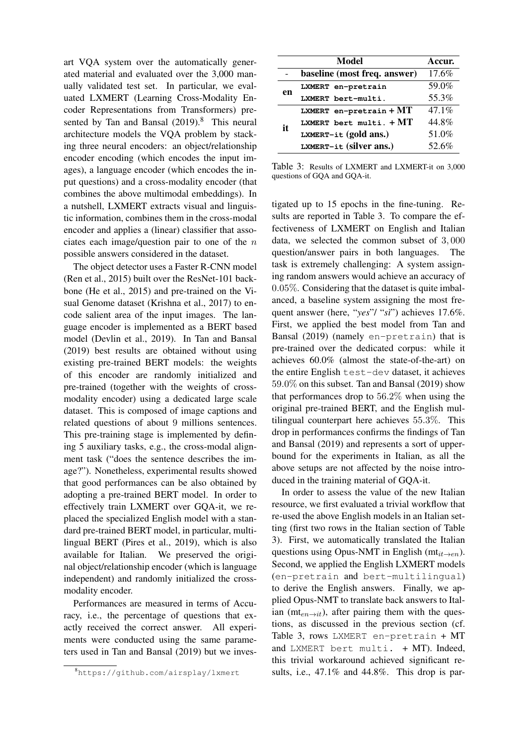art VQA system over the automatically generated material and evaluated over the 3,000 manually validated test set. In particular, we evaluated LXMERT (Learning Cross-Modality Encoder Representations from Transformers) presented by Tan and Bansal (2019).[8] This neural architecture models the VQA problem by stacking three neural encoders: an object/relationship encoder encoding (which encodes the input images), a language encoder (which encodes the input questions) and a cross-modality encoder (that combines the above multimodal embeddings). In a nutshell, LXMERT extracts visual and linguistic information, combines them in the cross-modal encoder and applies a (linear) classifier that associates each image/question pair to one of the $n$ possible answers considered in the dataset.

The object detector uses a Faster R-CNN model (Ren et al., 2015) built over the ResNet-101 backbone (He et al., 2015) and pre-trained on the Visual Genome dataset (Krishna et al., 2017) to encode salient area of the input images. The language encoder is implemented as a BERT based model (Devlin et al., 2019). In Tan and Bansal (2019) best results are obtained without using existing pre-trained BERT models: the weights of this encoder are randomly initialized and pre-trained (together with the weights of cross-modality encoder) using a dedicated large scale dataset. This is composed of image captions and related questions of about 9 millions sentences. This pre-training stage is implemented by defining 5 auxiliary tasks, e.g., the cross-modal alignment task ("does the sentence describes the image?"). Nonetheless, experimental results showed that good performances can be also obtained by adopting a pre-trained BERT model. In order to effectively train LXMERT over GQA-it, we replaced the specialized English model with a standard pre-trained BERT model, in particular, multilingual BERT (Pires et al., 2019), which is also available for Italian. We preserved the original object/relationship encoder (which is language independent) and randomly initialized the cross-modality encoder.

Performances are measured in terms of Accuracy, i.e., the percentage of questions that exactly received the correct answer. All experiments were conducted using the same parameters used in Tan and Bansal (2019) but we investigated up to 15 epochs in the fine-tuning. Results are reported in Table 3. To compare the effectiveness of LXMERT on English and Italian data, we selected the common subset of 3,000 question/answer pairs in both languages. The task is extremely challenging: A system assigning random answers would achieve an accuracy of 0.05%. Considering that the dataset is quite imbalanced, a baseline system assigning the most frequent answer (here, "*yes*"/ "*sì*") achieves 17.6%. First, we applied the best model from Tan and Bansal (2019) (namely `en-pretrain`) that is pre-trained over the dedicated corpus: while it achieves 60.0% (almost the state-of-the-art) on the entire English `test-dev` dataset, it achieves 59.0% on this subset. Tan and Bansal (2019) show that performances drop to 56.2% when using the original pre-trained BERT, and the English multilingual counterpart here achieves 55.3%. This drop in performances confirms the findings of Tan and Bansal (2019) and represents a sort of upper-bound for the experiments in Italian, as all the above setups are not affected by the noise introduced in the training material of GQA-it.

| | Model | Accur. |
|---|---|---|
| - | **baseline (most freq. answer)** | 17.6% |
| **en** | **LXMERT en-pretrain** | 59.0% |
| | **LXMERT bert-multi.** | 55.3% |
| **it** | **LXMERT en-pretrain + MT** | 47.1% |
| | **LXMERT bert multi. + MT** | 44.8% |
| | **LXMERT-it (gold ans.)** | 51.0% |
| | **LXMERT-it (silver ans.)** | 52.6% |

Table 3: Results of LXMERT and LXMERT-it on 3,000 questions of GQA and GQA-it.

In order to assess the value of the new Italian resource, we first evaluated a trivial workflow that re-used the above English models in an Italian setting (first two rows in the Italian section of Table 3). First, we automatically translated the Italian questions using Opus-NMT in English ($\text{mt}_{it \rightarrow en}$). Second, we applied the English LXMERT models (`en-pretrain` and `bert-multilingual`) to derive the English answers. Finally, we applied Opus-NMT to translate back answers to Italian ($\text{mt}_{en \rightarrow it}$), after pairing them with the questions, as discussed in the previous section (cf. Table 3, rows `LXMERT en-pretrain` + MT and `LXMERT bert multi.` + MT). Indeed, this trivial workaround achieved significant results, i.e., 47.1% and 44.8%. This drop is par-

[8] https://github.com/airsplay/lxmert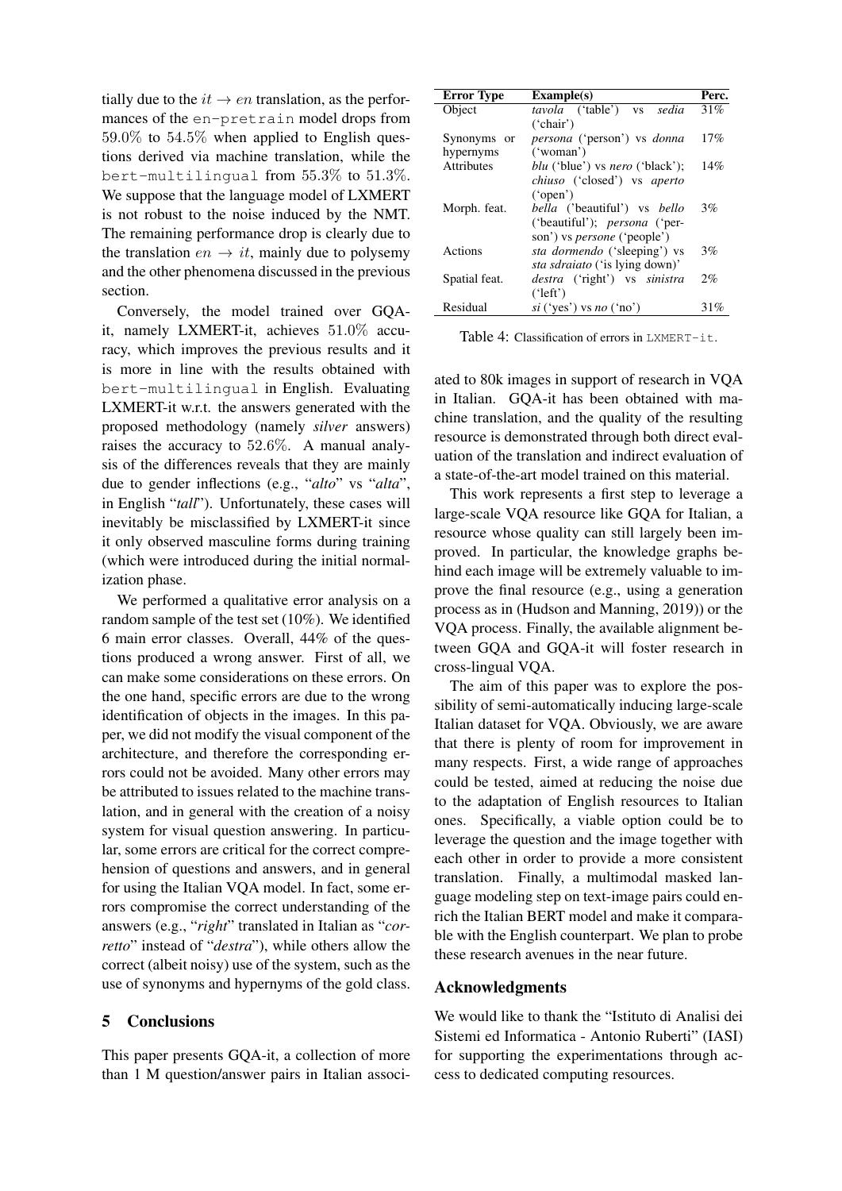tially due to the $it \rightarrow en$ translation, as the performances of the `en-pretrain` model drops from $59.0\%$ to $54.5\%$ when applied to English questions derived via machine translation, while the `bert-multilingual` from $55.3\%$ to $51.3\%$. We suppose that the language model of LXMERT is not robust to the noise induced by the NMT. The remaining performance drop is clearly due to the translation $en \rightarrow it$, mainly due to polysemy and the other phenomena discussed in the previous section.

Conversely, the model trained over GQA-it, namely LXMERT-it, achieves $51.0\%$ accuracy, which improves the previous results and it is more in line with the results obtained with `bert-multilingual` in English. Evaluating LXMERT-it w.r.t. the answers generated with the proposed methodology (namely *silver* answers) raises the accuracy to $52.6\%$. A manual analysis of the differences reveals that they are mainly due to gender inflections (e.g., "*alto*" vs "*alta*", in English "*tall*"). Unfortunately, these cases will inevitably be misclassified by LXMERT-it since it only observed masculine forms during training (which were introduced during the initial normalization phase.

We performed a qualitative error analysis on a random sample of the test set (10%). We identified 6 main error classes. Overall, 44% of the questions produced a wrong answer. First of all, we can make some considerations on these errors. On the one hand, specific errors are due to the wrong identification of objects in the images. In this paper, we did not modify the visual component of the architecture, and therefore the corresponding errors could not be avoided. Many other errors may be attributed to issues related to the machine translation, and in general with the creation of a noisy system for visual question answering. In particular, some errors are critical for the correct comprehension of questions and answers, and in general for using the Italian VQA model. In fact, some errors compromise the correct understanding of the answers (e.g., "*right*" translated in Italian as "*corretto*" instead of "*destra*"), while others allow the correct (albeit noisy) use of the system, such as the use of synonyms and hypernyms of the gold class.

| Error Type | Example(s) | Perc. |
|---|---|---|
| Object | *tavola* ('table') vs *sedia* ('chair') | 31% |
| Synonyms or hypernyms | *persona* ('person') vs *donna* ('woman') | 17% |
| Attributes | *blu* ('blue') vs *nero* ('black'); *chiuso* ('closed') vs *aperto* ('open') | 14% |
| Morph. feat. | *bella* ('beautiful') vs *bello* ('beautiful'); *persona* ('person') vs *persone* ('people') | 3% |
| Actions | *sta dormendo* ('sleeping') vs *sta sdraiato* ('is lying down)' | 3% |
| Spatial feat. | *destra* ('right') vs *sinistra* ('left') | 2% |
| Residual | *si* ('yes') vs *no* ('no') | 31% |

Table 4: Classification of errors in `LXMERT-it`.

## 5 Conclusions

This paper presents GQA-it, a collection of more than 1 M question/answer pairs in Italian associated to 80k images in support of research in VQA in Italian. GQA-it has been obtained with machine translation, and the quality of the resulting resource is demonstrated through both direct evaluation of the translation and indirect evaluation of a state-of-the-art model trained on this material.

This work represents a first step to leverage a large-scale VQA resource like GQA for Italian, a resource whose quality can still largely been improved. In particular, the knowledge graphs behind each image will be extremely valuable to improve the final resource (e.g., using a generation process as in (Hudson and Manning, 2019)) or the VQA process. Finally, the available alignment between GQA and GQA-it will foster research in cross-lingual VQA.

The aim of this paper was to explore the possibility of semi-automatically inducing large-scale Italian dataset for VQA. Obviously, we are aware that there is plenty of room for improvement in many respects. First, a wide range of approaches could be tested, aimed at reducing the noise due to the adaptation of English resources to Italian ones. Specifically, a viable option could be to leverage the question and the image together with each other in order to provide a more consistent translation. Finally, a multimodal masked language modeling step on text-image pairs could enrich the Italian BERT model and make it comparable with the English counterpart. We plan to probe these research avenues in the near future.

## Acknowledgments

We would like to thank the "Istituto di Analisi dei Sistemi ed Informatica - Antonio Ruberti" (IASI) for supporting the experimentations through access to dedicated computing resources.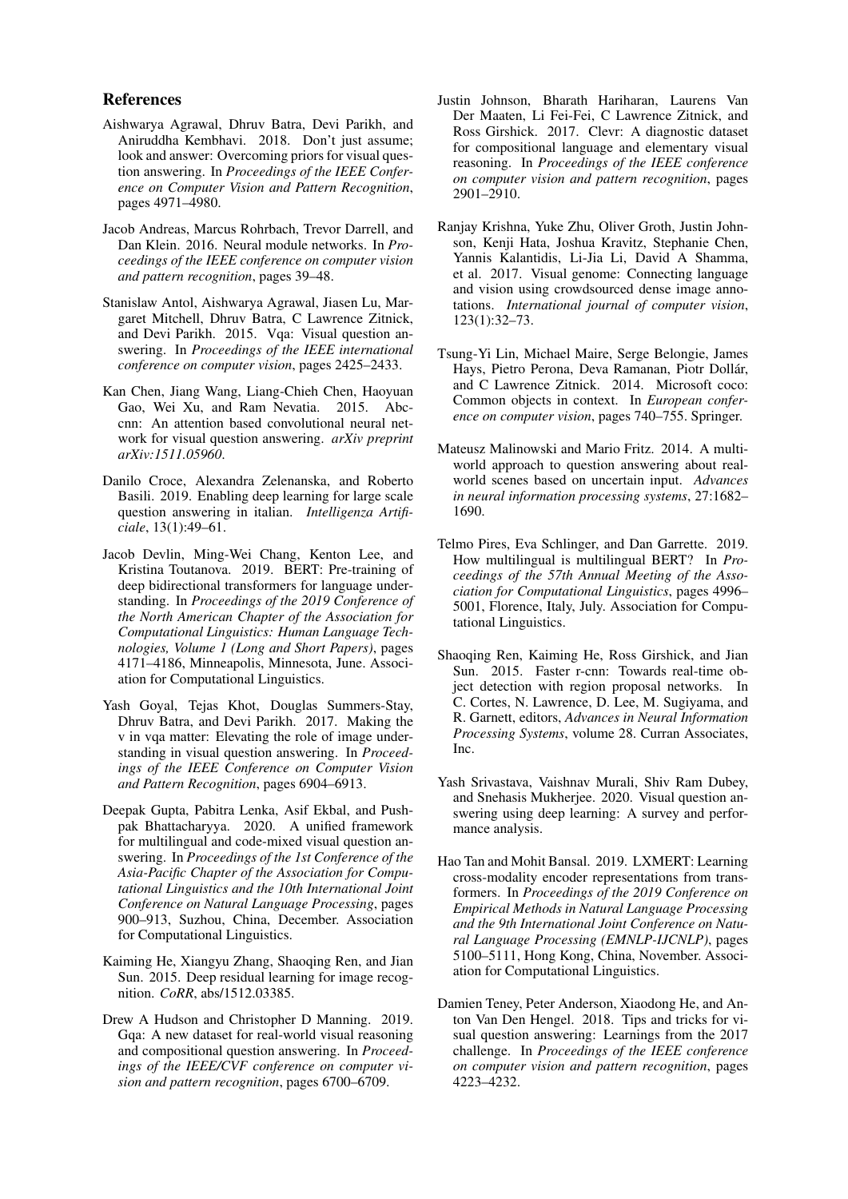## References

Aishwarya Agrawal, Dhruv Batra, Devi Parikh, and Aniruddha Kembhavi. 2018. Don't just assume; look and answer: Overcoming priors for visual question answering. In *Proceedings of the IEEE Conference on Computer Vision and Pattern Recognition*, pages 4971–4980.

Jacob Andreas, Marcus Rohrbach, Trevor Darrell, and Dan Klein. 2016. Neural module networks. In *Proceedings of the IEEE conference on computer vision and pattern recognition*, pages 39–48.

Stanislaw Antol, Aishwarya Agrawal, Jiasen Lu, Margaret Mitchell, Dhruv Batra, C Lawrence Zitnick, and Devi Parikh. 2015. Vqa: Visual question answering. In *Proceedings of the IEEE international conference on computer vision*, pages 2425–2433.

Kan Chen, Jiang Wang, Liang-Chieh Chen, Haoyuan Gao, Wei Xu, and Ram Nevatia. 2015. Abc-cnn: An attention based convolutional neural network for visual question answering. *arXiv preprint arXiv:1511.05960*.

Danilo Croce, Alexandra Zelenanska, and Roberto Basili. 2019. Enabling deep learning for large scale question answering in italian. *Intelligenza Artificiale*, 13(1):49–61.

Jacob Devlin, Ming-Wei Chang, Kenton Lee, and Kristina Toutanova. 2019. BERT: Pre-training of deep bidirectional transformers for language understanding. In *Proceedings of the 2019 Conference of the North American Chapter of the Association for Computational Linguistics: Human Language Technologies, Volume 1 (Long and Short Papers)*, pages 4171–4186, Minneapolis, Minnesota, June. Association for Computational Linguistics.

Yash Goyal, Tejas Khot, Douglas Summers-Stay, Dhruv Batra, and Devi Parikh. 2017. Making the v in vqa matter: Elevating the role of image understanding in visual question answering. In *Proceedings of the IEEE Conference on Computer Vision and Pattern Recognition*, pages 6904–6913.

Deepak Gupta, Pabitra Lenka, Asif Ekbal, and Pushpak Bhattacharyya. 2020. A unified framework for multilingual and code-mixed visual question answering. In *Proceedings of the 1st Conference of the Asia-Pacific Chapter of the Association for Computational Linguistics and the 10th International Joint Conference on Natural Language Processing*, pages 900–913, Suzhou, China, December. Association for Computational Linguistics.

Kaiming He, Xiangyu Zhang, Shaoqing Ren, and Jian Sun. 2015. Deep residual learning for image recognition. *CoRR*, abs/1512.03385.

Drew A Hudson and Christopher D Manning. 2019. Gqa: A new dataset for real-world visual reasoning and compositional question answering. In *Proceedings of the IEEE/CVF conference on computer vision and pattern recognition*, pages 6700–6709.

Justin Johnson, Bharath Hariharan, Laurens Van Der Maaten, Li Fei-Fei, C Lawrence Zitnick, and Ross Girshick. 2017. Clevr: A diagnostic dataset for compositional language and elementary visual reasoning. In *Proceedings of the IEEE conference on computer vision and pattern recognition*, pages 2901–2910.

Ranjay Krishna, Yuke Zhu, Oliver Groth, Justin Johnson, Kenji Hata, Joshua Kravitz, Stephanie Chen, Yannis Kalantidis, Li-Jia Li, David A Shamma, et al. 2017. Visual genome: Connecting language and vision using crowdsourced dense image annotations. *International journal of computer vision*, 123(1):32–73.

Tsung-Yi Lin, Michael Maire, Serge Belongie, James Hays, Pietro Perona, Deva Ramanan, Piotr Dollár, and C Lawrence Zitnick. 2014. Microsoft coco: Common objects in context. In *European conference on computer vision*, pages 740–755. Springer.

Mateusz Malinowski and Mario Fritz. 2014. A multi-world approach to question answering about real-world scenes based on uncertain input. *Advances in neural information processing systems*, 27:1682–1690.

Telmo Pires, Eva Schlinger, and Dan Garrette. 2019. How multilingual is multilingual BERT? In *Proceedings of the 57th Annual Meeting of the Association for Computational Linguistics*, pages 4996–5001, Florence, Italy, July. Association for Computational Linguistics.

Shaoqing Ren, Kaiming He, Ross Girshick, and Jian Sun. 2015. Faster r-cnn: Towards real-time object detection with region proposal networks. In C. Cortes, N. Lawrence, D. Lee, M. Sugiyama, and R. Garnett, editors, *Advances in Neural Information Processing Systems*, volume 28. Curran Associates, Inc.

Yash Srivastava, Vaishnav Murali, Shiv Ram Dubey, and Snehasis Mukherjee. 2020. Visual question answering using deep learning: A survey and performance analysis.

Hao Tan and Mohit Bansal. 2019. LXMERT: Learning cross-modality encoder representations from transformers. In *Proceedings of the 2019 Conference on Empirical Methods in Natural Language Processing and the 9th International Joint Conference on Natural Language Processing (EMNLP-IJCNLP)*, pages 5100–5111, Hong Kong, China, November. Association for Computational Linguistics.

Damien Teney, Peter Anderson, Xiaodong He, and Anton Van Den Hengel. 2018. Tips and tricks for visual question answering: Learnings from the 2017 challenge. In *Proceedings of the IEEE conference on computer vision and pattern recognition*, pages 4223–4232.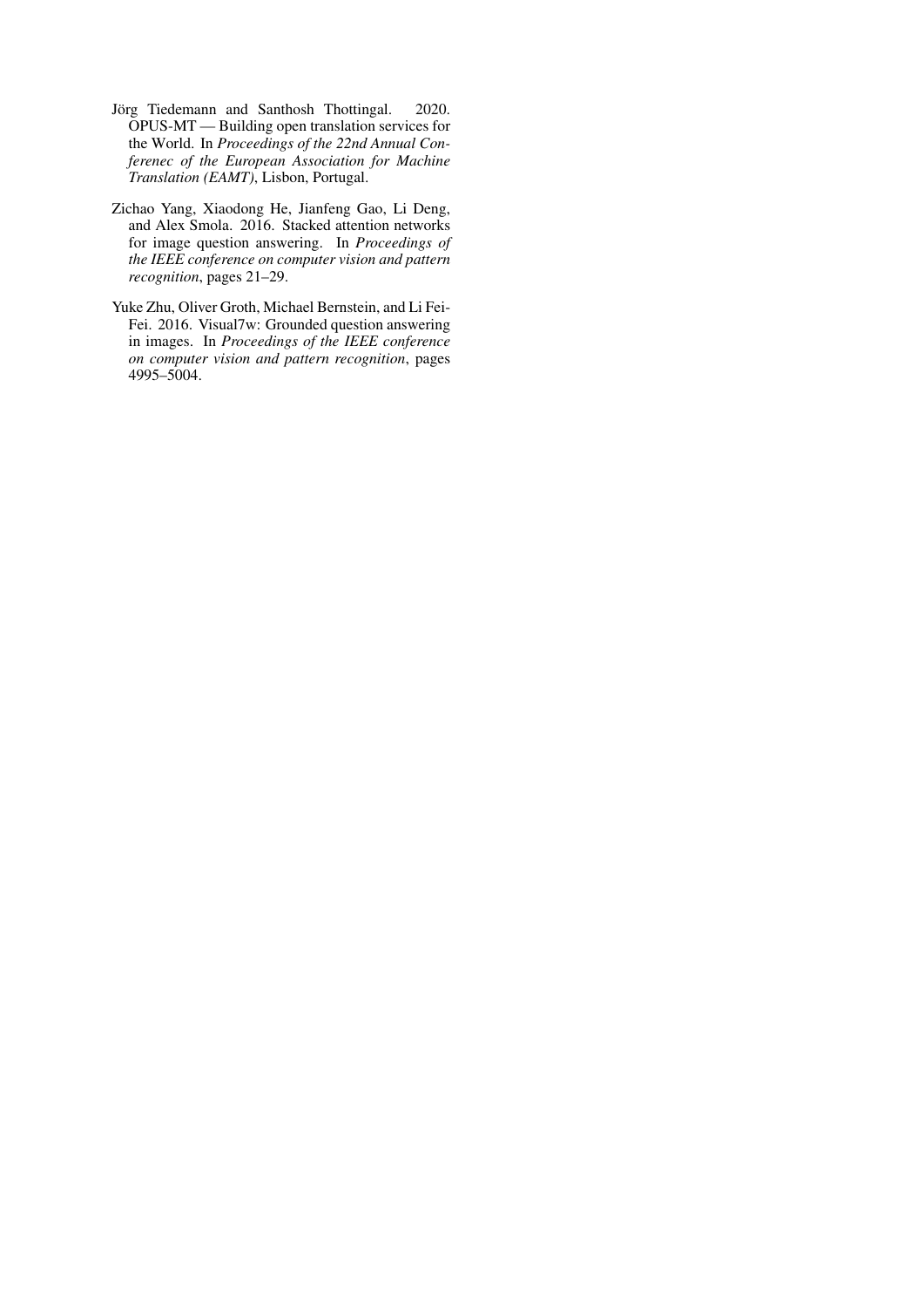Jörg Tiedemann and Santhosh Thottingal. 2020. OPUS-MT — Building open translation services for the World. In *Proceedings of the 22nd Annual Conferenec of the European Association for Machine Translation (EAMT)*, Lisbon, Portugal.

Zichao Yang, Xiaodong He, Jianfeng Gao, Li Deng, and Alex Smola. 2016. Stacked attention networks for image question answering. In *Proceedings of the IEEE conference on computer vision and pattern recognition*, pages 21–29.

Yuke Zhu, Oliver Groth, Michael Bernstein, and Li Fei-Fei. 2016. Visual7w: Grounded question answering in images. In *Proceedings of the IEEE conference on computer vision and pattern recognition*, pages 4995–5004.